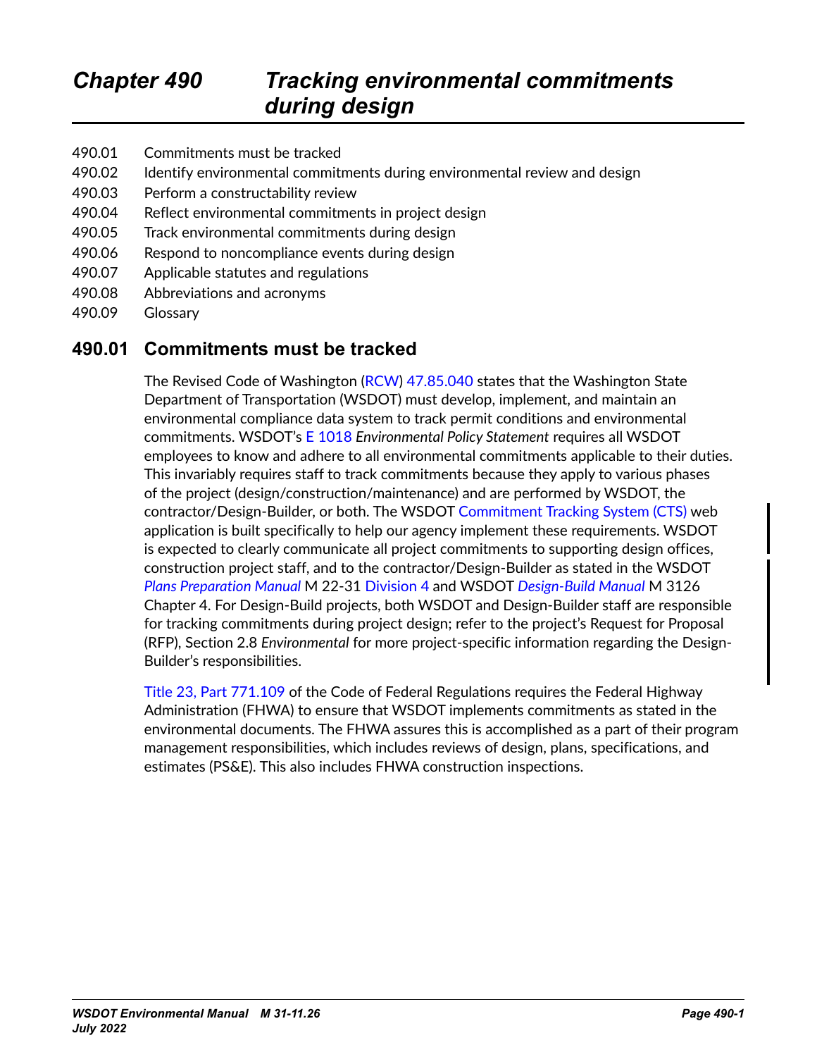# Chapter 490 Tracking environmental commitments during design

490.01 Commitments must be tracked
490.02 Identify environmental commitments during environmental review and design
490.03 Perform a constructability review
490.04 Reflect environmental commitments in project design
490.05 Track environmental commitments during design
490.06 Respond to noncompliance events during design
490.07 Applicable statutes and regulations
490.08 Abbreviations and acronyms
490.09 Glossary

## 490.01 Commitments must be tracked

The Revised Code of Washington (RCW) 47.85.040 states that the Washington State Department of Transportation (WSDOT) must develop, implement, and maintain an environmental compliance data system to track permit conditions and environmental commitments. WSDOT's E 1018 *Environmental Policy Statement* requires all WSDOT employees to know and adhere to all environmental commitments applicable to their duties. This invariably requires staff to track commitments because they apply to various phases of the project (design/construction/maintenance) and are performed by WSDOT, the contractor/Design-Builder, or both. The WSDOT Commitment Tracking System (CTS) web application is built specifically to help our agency implement these requirements. WSDOT is expected to clearly communicate all project commitments to supporting design offices, construction project staff, and to the contractor/Design-Builder as stated in the WSDOT *Plans Preparation Manual* M 22-31 Division 4 and WSDOT *Design-Build Manual* M 3126 Chapter 4. For Design-Build projects, both WSDOT and Design-Builder staff are responsible for tracking commitments during project design; refer to the project's Request for Proposal (RFP), Section 2.8 *Environmental* for more project-specific information regarding the Design-Builder's responsibilities.

Title 23, Part 771.109 of the Code of Federal Regulations requires the Federal Highway Administration (FHWA) to ensure that WSDOT implements commitments as stated in the environmental documents. The FHWA assures this is accomplished as a part of their program management responsibilities, which includes reviews of design, plans, specifications, and estimates (PS&E). This also includes FHWA construction inspections.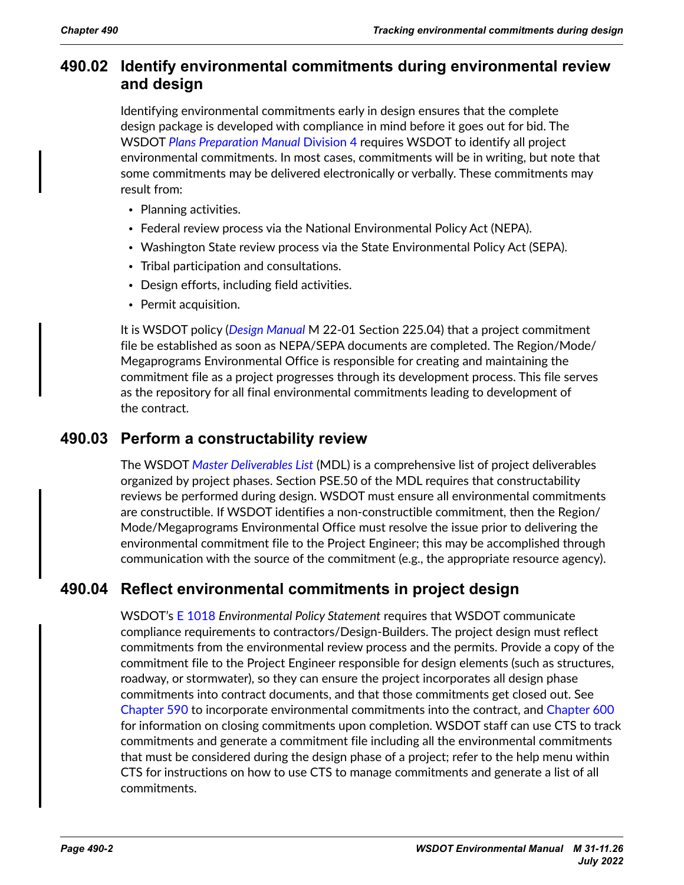## 490.02 Identify environmental commitments during environmental review and design

Identifying environmental commitments early in design ensures that the complete design package is developed with compliance in mind before it goes out for bid. The WSDOT *Plans Preparation Manual* Division 4 requires WSDOT to identify all project environmental commitments. In most cases, commitments will be in writing, but note that some commitments may be delivered electronically or verbally. These commitments may result from:

- Planning activities.
- Federal review process via the National Environmental Policy Act (NEPA).
- Washington State review process via the State Environmental Policy Act (SEPA).
- Tribal participation and consultations.
- Design efforts, including field activities.
- Permit acquisition.

It is WSDOT policy (*Design Manual* M 22-01 Section 225.04) that a project commitment file be established as soon as NEPA/SEPA documents are completed. The Region/Mode/Megaprograms Environmental Office is responsible for creating and maintaining the commitment file as a project progresses through its development process. This file serves as the repository for all final environmental commitments leading to development of the contract.

## 490.03 Perform a constructability review

The WSDOT *Master Deliverables List* (MDL) is a comprehensive list of project deliverables organized by project phases. Section PSE.50 of the MDL requires that constructability reviews be performed during design. WSDOT must ensure all environmental commitments are constructible. If WSDOT identifies a non-constructible commitment, then the Region/Mode/Megaprograms Environmental Office must resolve the issue prior to delivering the environmental commitment file to the Project Engineer; this may be accomplished through communication with the source of the commitment (e.g., the appropriate resource agency).

## 490.04 Reflect environmental commitments in project design

WSDOT's E 1018 *Environmental Policy Statement* requires that WSDOT communicate compliance requirements to contractors/Design-Builders. The project design must reflect commitments from the environmental review process and the permits. Provide a copy of the commitment file to the Project Engineer responsible for design elements (such as structures, roadway, or stormwater), so they can ensure the project incorporates all design phase commitments into contract documents, and that those commitments get closed out. See Chapter 590 to incorporate environmental commitments into the contract, and Chapter 600 for information on closing commitments upon completion. WSDOT staff can use CTS to track commitments and generate a commitment file including all the environmental commitments that must be considered during the design phase of a project; refer to the help menu within CTS for instructions on how to use CTS to manage commitments and generate a list of all commitments.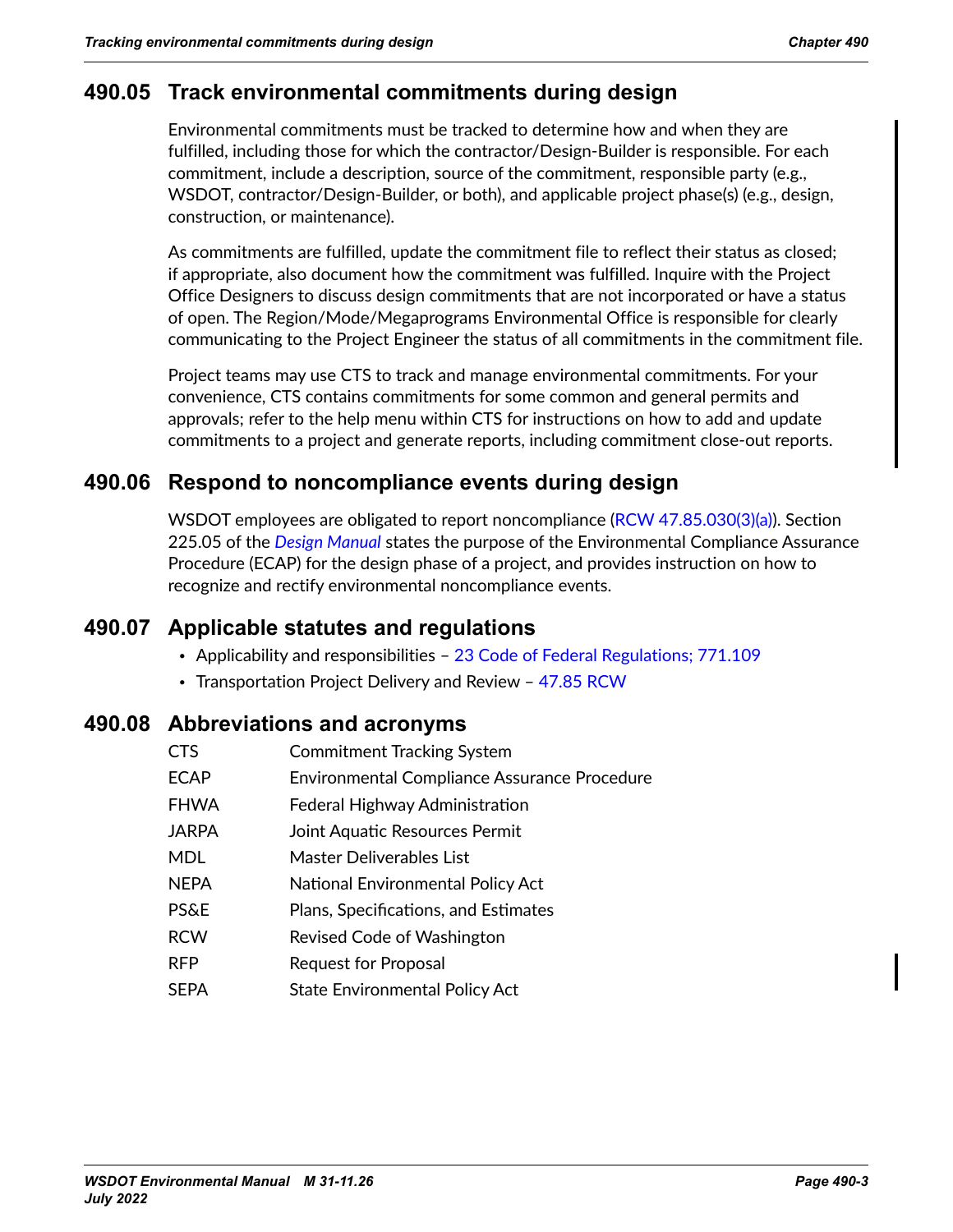## 490.05 Track environmental commitments during design

Environmental commitments must be tracked to determine how and when they are fulfilled, including those for which the contractor/Design-Builder is responsible. For each commitment, include a description, source of the commitment, responsible party (e.g., WSDOT, contractor/Design-Builder, or both), and applicable project phase(s) (e.g., design, construction, or maintenance).

As commitments are fulfilled, update the commitment file to reflect their status as closed; if appropriate, also document how the commitment was fulfilled. Inquire with the Project Office Designers to discuss design commitments that are not incorporated or have a status of open. The Region/Mode/Megaprograms Environmental Office is responsible for clearly communicating to the Project Engineer the status of all commitments in the commitment file.

Project teams may use CTS to track and manage environmental commitments. For your convenience, CTS contains commitments for some common and general permits and approvals; refer to the help menu within CTS for instructions on how to add and update commitments to a project and generate reports, including commitment close-out reports.

## 490.06 Respond to noncompliance events during design

WSDOT employees are obligated to report noncompliance (RCW 47.85.030(3)(a)). Section 225.05 of the *Design Manual* states the purpose of the Environmental Compliance Assurance Procedure (ECAP) for the design phase of a project, and provides instruction on how to recognize and rectify environmental noncompliance events.

## 490.07 Applicable statutes and regulations

- Applicability and responsibilities – 23 Code of Federal Regulations; 771.109
- Transportation Project Delivery and Review – 47.85 RCW

## 490.08 Abbreviations and acronyms

| | |
|---|---|
| CTS | Commitment Tracking System |
| ECAP | Environmental Compliance Assurance Procedure |
| FHWA | Federal Highway Administration |
| JARPA | Joint Aquatic Resources Permit |
| MDL | Master Deliverables List |
| NEPA | National Environmental Policy Act |
| PS&E | Plans, Specifications, and Estimates |
| RCW | Revised Code of Washington |
| RFP | Request for Proposal |
| SEPA | State Environmental Policy Act |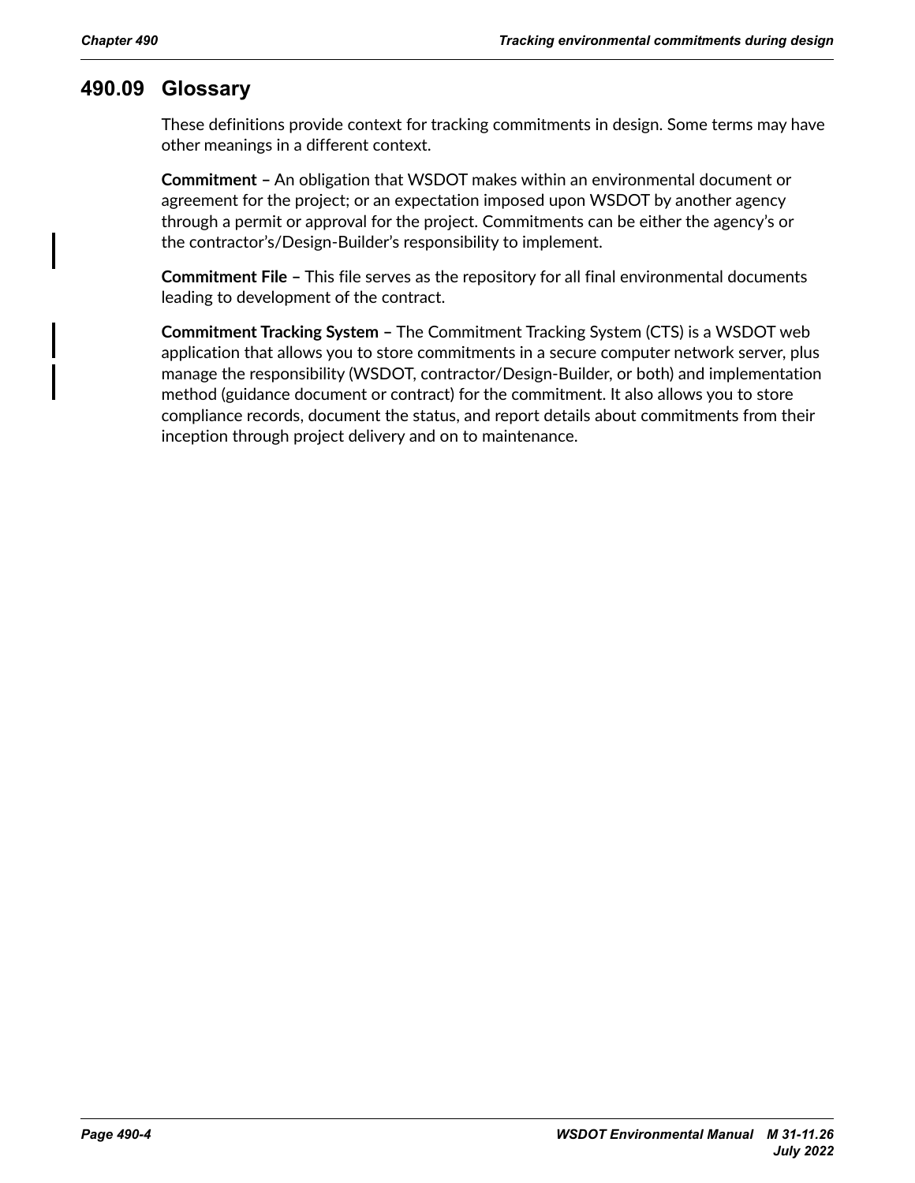## 490.09 Glossary

These definitions provide context for tracking commitments in design. Some terms may have other meanings in a different context.

**Commitment –** An obligation that WSDOT makes within an environmental document or agreement for the project; or an expectation imposed upon WSDOT by another agency through a permit or approval for the project. Commitments can be either the agency's or the contractor's/Design-Builder's responsibility to implement.

**Commitment File –** This file serves as the repository for all final environmental documents leading to development of the contract.

**Commitment Tracking System –** The Commitment Tracking System (CTS) is a WSDOT web application that allows you to store commitments in a secure computer network server, plus manage the responsibility (WSDOT, contractor/Design-Builder, or both) and implementation method (guidance document or contract) for the commitment. It also allows you to store compliance records, document the status, and report details about commitments from their inception through project delivery and on to maintenance.